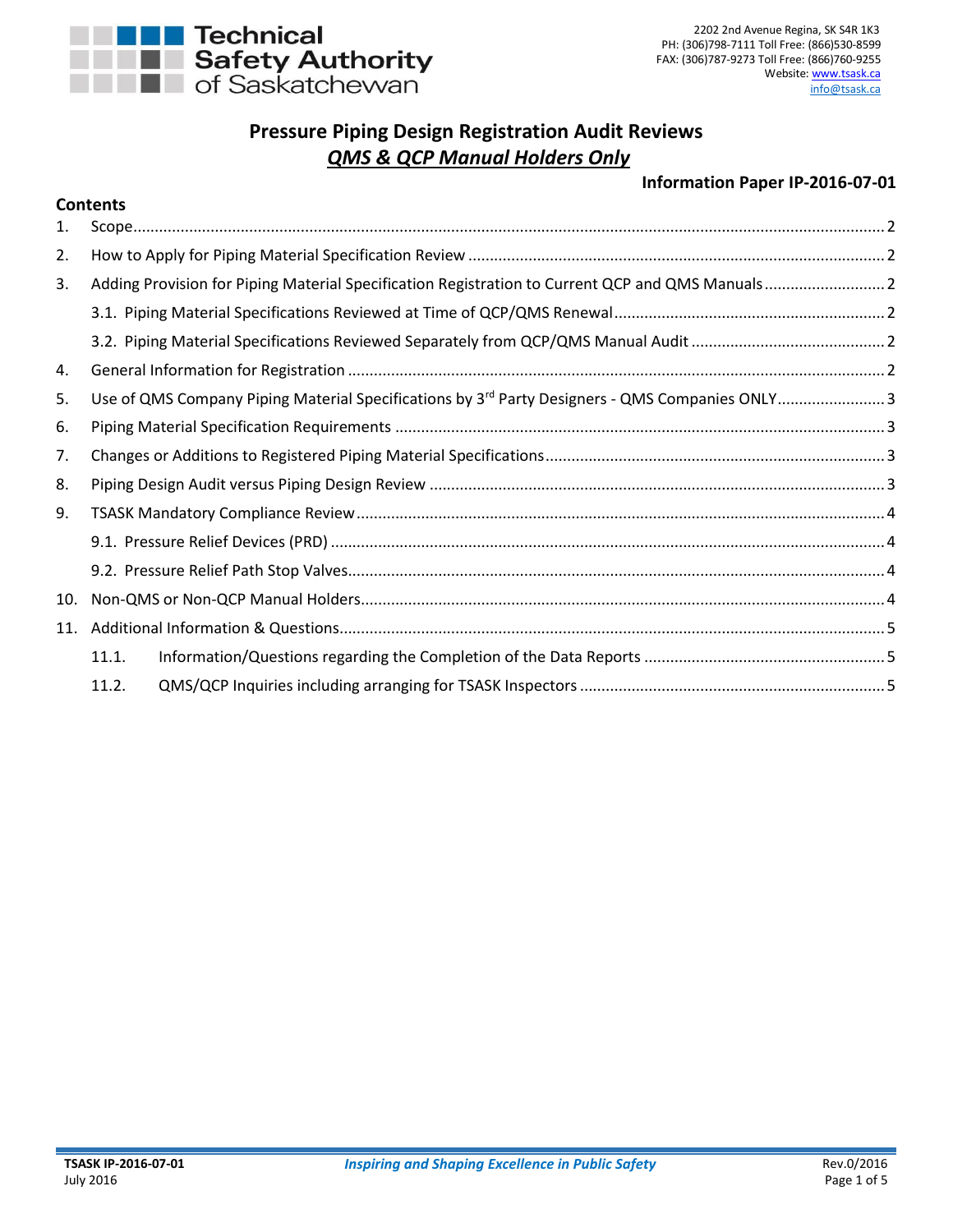Technical Safety Authority of Saskatchewan

2202 2nd Avenue Regina, SK S4R 1K3
PH: (306)798-7111 Toll Free: (866)530-8599
FAX: (306)787-9273 Toll Free: (866)760-9255
Website: www.tsask.ca
info@tsask.ca

# Pressure Piping Design Registration Audit Reviews

## *QMS & QCP Manual Holders Only*

**Information Paper IP-2016-07-01**

**Contents**

1. Scope ..... 2
2. How to Apply for Piping Material Specification Review ..... 2
3. Adding Provision for Piping Material Specification Registration to Current QCP and QMS Manuals ..... 2
   - 3.1. Piping Material Specifications Reviewed at Time of QCP/QMS Renewal ..... 2
   - 3.2. Piping Material Specifications Reviewed Separately from QCP/QMS Manual Audit ..... 2
4. General Information for Registration ..... 2
5. Use of QMS Company Piping Material Specifications by 3rd Party Designers - QMS Companies ONLY ..... 3
6. Piping Material Specification Requirements ..... 3
7. Changes or Additions to Registered Piping Material Specifications ..... 3
8. Piping Design Audit versus Piping Design Review ..... 3
9. TSASK Mandatory Compliance Review ..... 4
   - 9.1. Pressure Relief Devices (PRD) ..... 4
   - 9.2. Pressure Relief Path Stop Valves ..... 4
10. Non-QMS or Non-QCP Manual Holders ..... 4
11. Additional Information & Questions ..... 5
    - 11.1. Information/Questions regarding the Completion of the Data Reports ..... 5
    - 11.2. QMS/QCP Inquiries including arranging for TSASK Inspectors ..... 5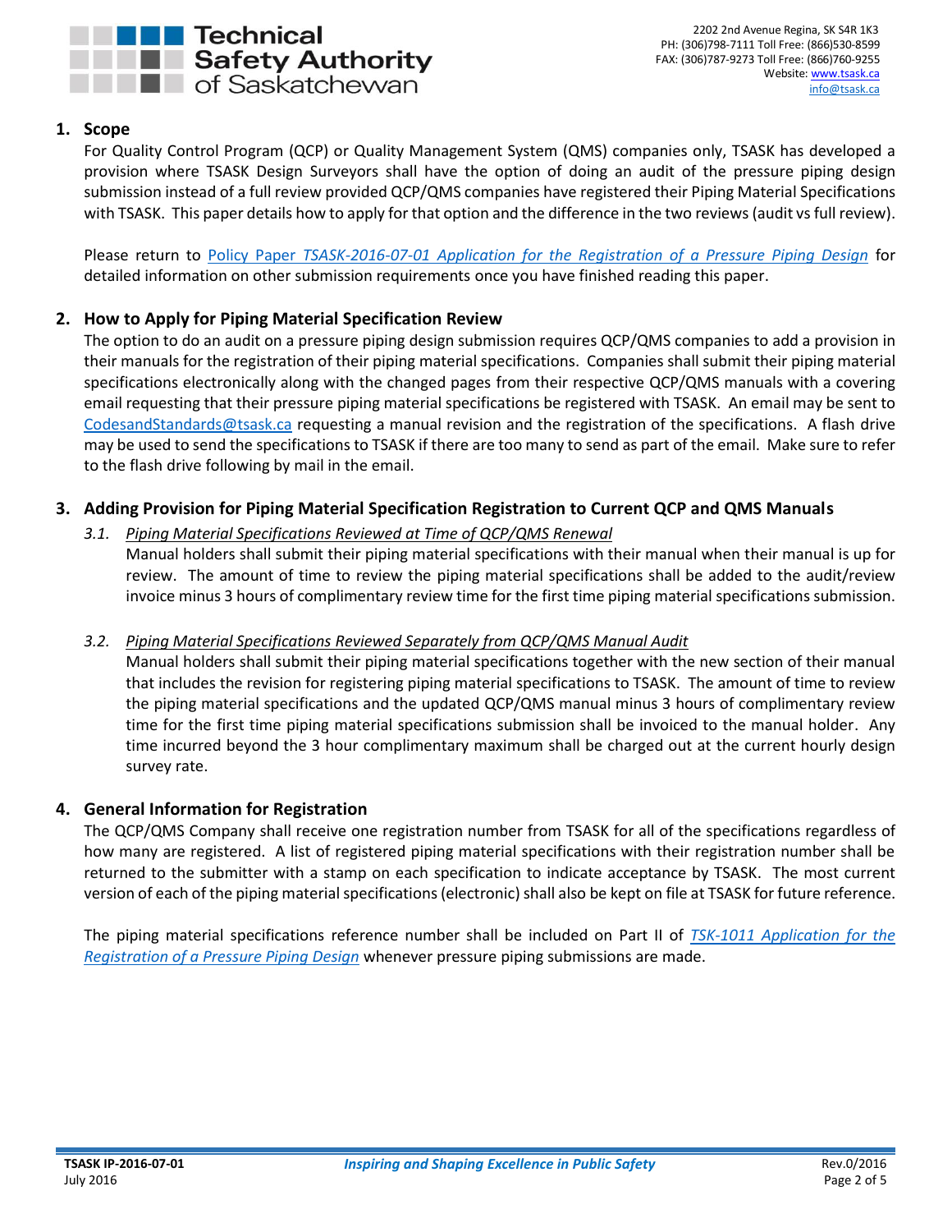## 1. Scope

For Quality Control Program (QCP) or Quality Management System (QMS) companies only, TSASK has developed a provision where TSASK Design Surveyors shall have the option of doing an audit of the pressure piping design submission instead of a full review provided QCP/QMS companies have registered their Piping Material Specifications with TSASK. This paper details how to apply for that option and the difference in the two reviews (audit vs full review).

Please return to Policy Paper *TSASK-2016-07-01 Application for the Registration of a Pressure Piping Design* for detailed information on other submission requirements once you have finished reading this paper.

## 2. How to Apply for Piping Material Specification Review

The option to do an audit on a pressure piping design submission requires QCP/QMS companies to add a provision in their manuals for the registration of their piping material specifications. Companies shall submit their piping material specifications electronically along with the changed pages from their respective QCP/QMS manuals with a covering email requesting that their pressure piping material specifications be registered with TSASK. An email may be sent to CodesandStandards@tsask.ca requesting a manual revision and the registration of the specifications. A flash drive may be used to send the specifications to TSASK if there are too many to send as part of the email. Make sure to refer to the flash drive following by mail in the email.

## 3. Adding Provision for Piping Material Specification Registration to Current QCP and QMS Manuals

### 3.1. *Piping Material Specifications Reviewed at Time of QCP/QMS Renewal*

Manual holders shall submit their piping material specifications with their manual when their manual is up for review. The amount of time to review the piping material specifications shall be added to the audit/review invoice minus 3 hours of complimentary review time for the first time piping material specifications submission.

### 3.2. *Piping Material Specifications Reviewed Separately from QCP/QMS Manual Audit*

Manual holders shall submit their piping material specifications together with the new section of their manual that includes the revision for registering piping material specifications to TSASK. The amount of time to review the piping material specifications and the updated QCP/QMS manual minus 3 hours of complimentary review time for the first time piping material specifications submission shall be invoiced to the manual holder. Any time incurred beyond the 3 hour complimentary maximum shall be charged out at the current hourly design survey rate.

## 4. General Information for Registration

The QCP/QMS Company shall receive one registration number from TSASK for all of the specifications regardless of how many are registered. A list of registered piping material specifications with their registration number shall be returned to the submitter with a stamp on each specification to indicate acceptance by TSASK. The most current version of each of the piping material specifications (electronic) shall also be kept on file at TSASK for future reference.

The piping material specifications reference number shall be included on Part II of *TSK-1011 Application for the Registration of a Pressure Piping Design* whenever pressure piping submissions are made.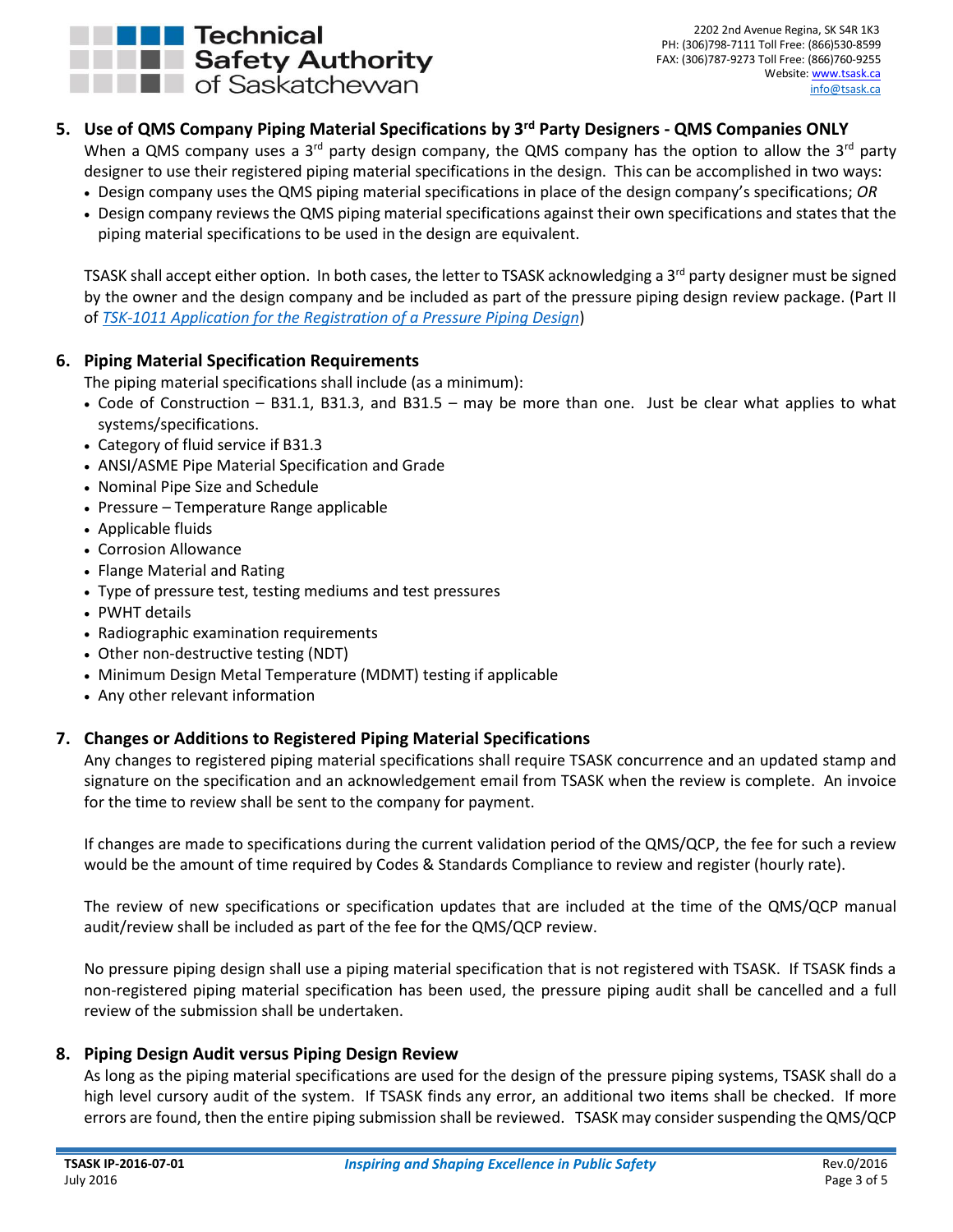## 5. Use of QMS Company Piping Material Specifications by 3rd Party Designers - QMS Companies ONLY

When a QMS company uses a 3rd party design company, the QMS company has the option to allow the 3rd party designer to use their registered piping material specifications in the design. This can be accomplished in two ways:

- Design company uses the QMS piping material specifications in place of the design company's specifications; *OR*
- Design company reviews the QMS piping material specifications against their own specifications and states that the piping material specifications to be used in the design are equivalent.

TSASK shall accept either option. In both cases, the letter to TSASK acknowledging a 3rd party designer must be signed by the owner and the design company and be included as part of the pressure piping design review package. (Part II of *TSK-1011 Application for the Registration of a Pressure Piping Design*)

## 6. Piping Material Specification Requirements

The piping material specifications shall include (as a minimum):

- Code of Construction – B31.1, B31.3, and B31.5 – may be more than one. Just be clear what applies to what systems/specifications.
- Category of fluid service if B31.3
- ANSI/ASME Pipe Material Specification and Grade
- Nominal Pipe Size and Schedule
- Pressure – Temperature Range applicable
- Applicable fluids
- Corrosion Allowance
- Flange Material and Rating
- Type of pressure test, testing mediums and test pressures
- PWHT details
- Radiographic examination requirements
- Other non-destructive testing (NDT)
- Minimum Design Metal Temperature (MDMT) testing if applicable
- Any other relevant information

## 7. Changes or Additions to Registered Piping Material Specifications

Any changes to registered piping material specifications shall require TSASK concurrence and an updated stamp and signature on the specification and an acknowledgement email from TSASK when the review is complete. An invoice for the time to review shall be sent to the company for payment.

If changes are made to specifications during the current validation period of the QMS/QCP, the fee for such a review would be the amount of time required by Codes & Standards Compliance to review and register (hourly rate).

The review of new specifications or specification updates that are included at the time of the QMS/QCP manual audit/review shall be included as part of the fee for the QMS/QCP review.

No pressure piping design shall use a piping material specification that is not registered with TSASK. If TSASK finds a non-registered piping material specification has been used, the pressure piping audit shall be cancelled and a full review of the submission shall be undertaken.

## 8. Piping Design Audit versus Piping Design Review

As long as the piping material specifications are used for the design of the pressure piping systems, TSASK shall do a high level cursory audit of the system. If TSASK finds any error, an additional two items shall be checked. If more errors are found, then the entire piping submission shall be reviewed. TSASK may consider suspending the QMS/QCP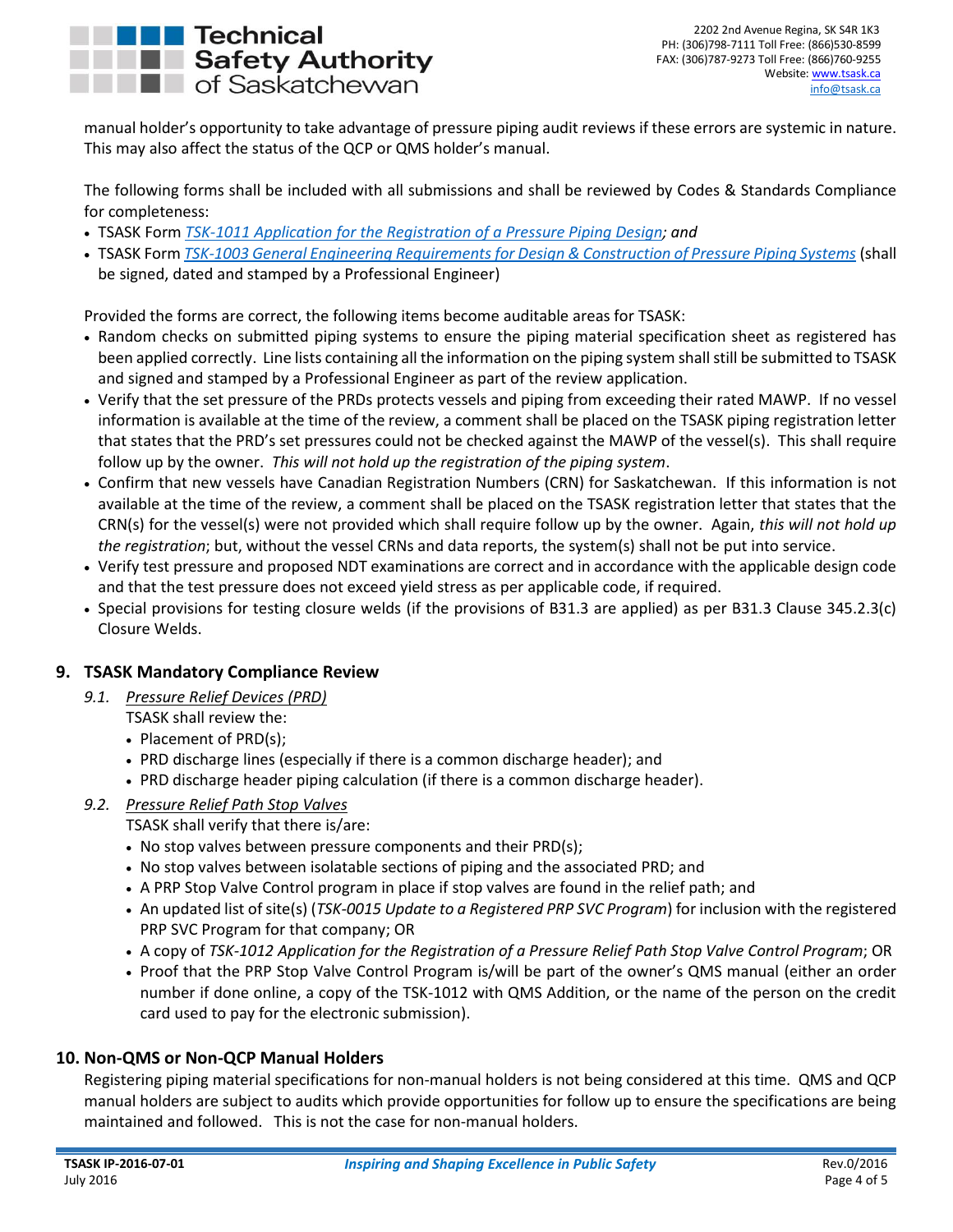manual holder's opportunity to take advantage of pressure piping audit reviews if these errors are systemic in nature. This may also affect the status of the QCP or QMS holder's manual.

The following forms shall be included with all submissions and shall be reviewed by Codes & Standards Compliance for completeness:

- TSASK Form *TSK-1011 Application for the Registration of a Pressure Piping Design; and*
- TSASK Form *TSK-1003 General Engineering Requirements for Design & Construction of Pressure Piping Systems* (shall be signed, dated and stamped by a Professional Engineer)

Provided the forms are correct, the following items become auditable areas for TSASK:

- Random checks on submitted piping systems to ensure the piping material specification sheet as registered has been applied correctly. Line lists containing all the information on the piping system shall still be submitted to TSASK and signed and stamped by a Professional Engineer as part of the review application.
- Verify that the set pressure of the PRDs protects vessels and piping from exceeding their rated MAWP. If no vessel information is available at the time of the review, a comment shall be placed on the TSASK piping registration letter that states that the PRD's set pressures could not be checked against the MAWP of the vessel(s). This shall require follow up by the owner. *This will not hold up the registration of the piping system*.
- Confirm that new vessels have Canadian Registration Numbers (CRN) for Saskatchewan. If this information is not available at the time of the review, a comment shall be placed on the TSASK registration letter that states that the CRN(s) for the vessel(s) were not provided which shall require follow up by the owner. Again, *this will not hold up the registration*; but, without the vessel CRNs and data reports, the system(s) shall not be put into service.
- Verify test pressure and proposed NDT examinations are correct and in accordance with the applicable design code and that the test pressure does not exceed yield stress as per applicable code, if required.
- Special provisions for testing closure welds (if the provisions of B31.3 are applied) as per B31.3 Clause 345.2.3(c) Closure Welds.

## 9. TSASK Mandatory Compliance Review

### *9.1. Pressure Relief Devices (PRD)*

TSASK shall review the:

- Placement of PRD(s);
- PRD discharge lines (especially if there is a common discharge header); and
- PRD discharge header piping calculation (if there is a common discharge header).

### *9.2. Pressure Relief Path Stop Valves*

TSASK shall verify that there is/are:

- No stop valves between pressure components and their PRD(s);
- No stop valves between isolatable sections of piping and the associated PRD; and
- A PRP Stop Valve Control program in place if stop valves are found in the relief path; and
- An updated list of site(s) (*TSK-0015 Update to a Registered PRP SVC Program*) for inclusion with the registered PRP SVC Program for that company; OR
- A copy of *TSK-1012 Application for the Registration of a Pressure Relief Path Stop Valve Control Program*; OR
- Proof that the PRP Stop Valve Control Program is/will be part of the owner's QMS manual (either an order number if done online, a copy of the TSK-1012 with QMS Addition, or the name of the person on the credit card used to pay for the electronic submission).

## 10. Non-QMS or Non-QCP Manual Holders

Registering piping material specifications for non-manual holders is not being considered at this time. QMS and QCP manual holders are subject to audits which provide opportunities for follow up to ensure the specifications are being maintained and followed. This is not the case for non-manual holders.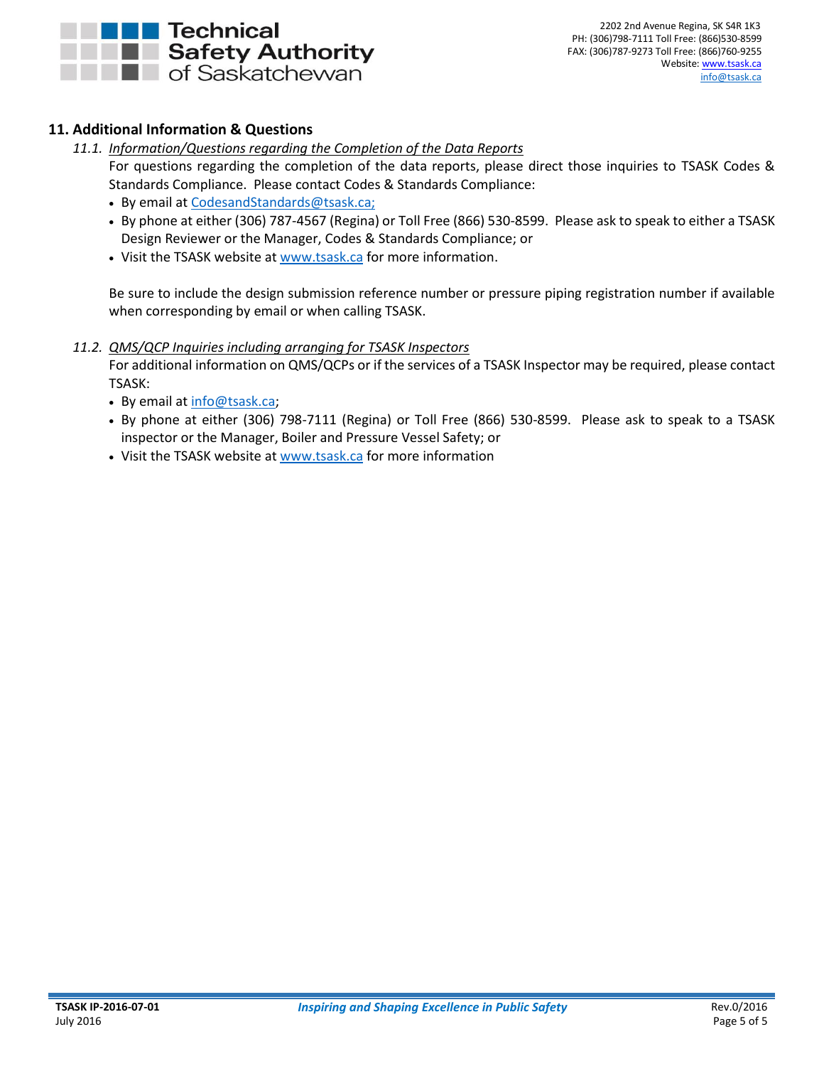## 11. Additional Information & Questions

*11.1. Information/Questions regarding the Completion of the Data Reports*

For questions regarding the completion of the data reports, please direct those inquiries to TSASK Codes & Standards Compliance. Please contact Codes & Standards Compliance:

- By email at CodesandStandards@tsask.ca;
- By phone at either (306) 787-4567 (Regina) or Toll Free (866) 530-8599. Please ask to speak to either a TSASK Design Reviewer or the Manager, Codes & Standards Compliance; or
- Visit the TSASK website at www.tsask.ca for more information.

Be sure to include the design submission reference number or pressure piping registration number if available when corresponding by email or when calling TSASK.

*11.2. QMS/QCP Inquiries including arranging for TSASK Inspectors*

For additional information on QMS/QCPs or if the services of a TSASK Inspector may be required, please contact TSASK:

- By email at info@tsask.ca;
- By phone at either (306) 798-7111 (Regina) or Toll Free (866) 530-8599. Please ask to speak to a TSASK inspector or the Manager, Boiler and Pressure Vessel Safety; or
- Visit the TSASK website at www.tsask.ca for more information